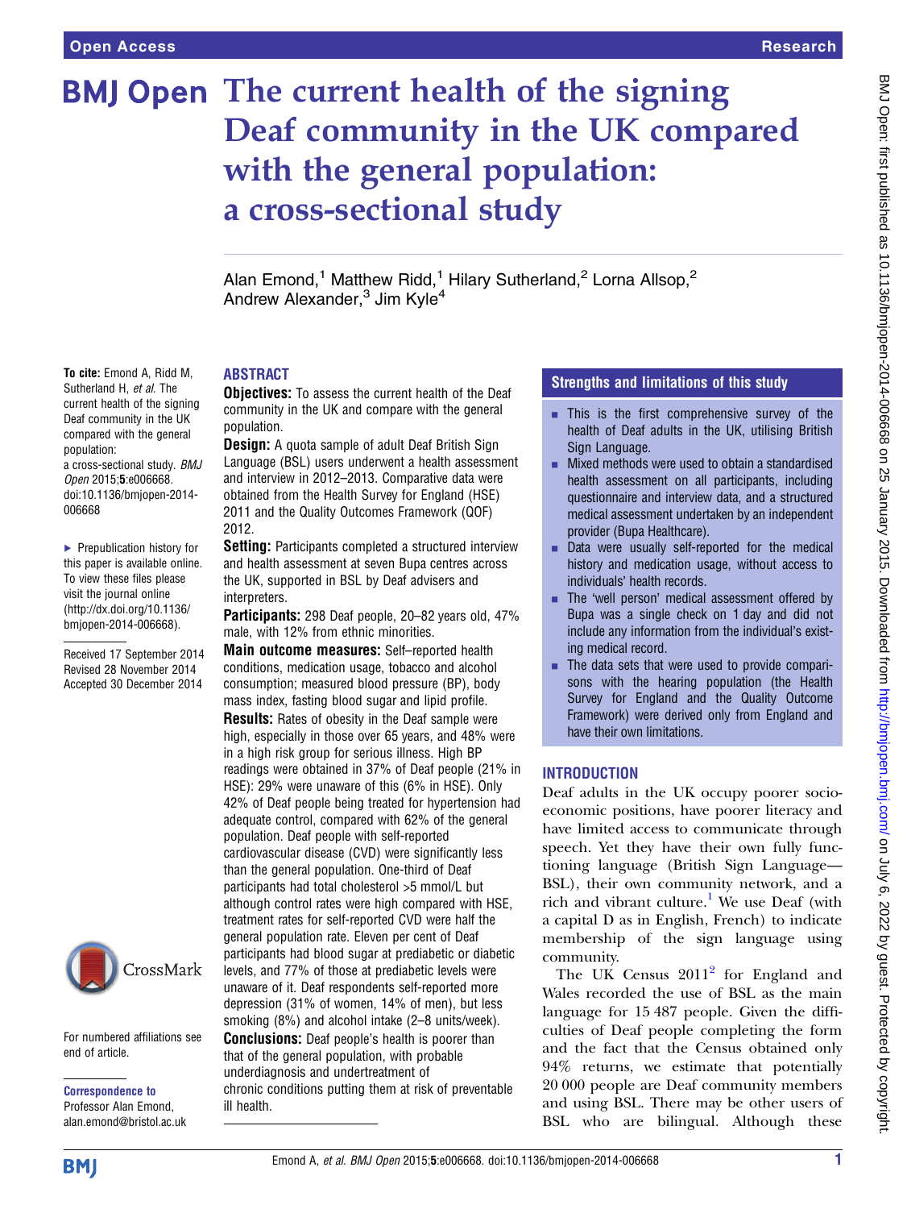# The current health of the signing Deaf community in the UK compared with the general population: a cross-sectional study

Alan Emond,[1] Matthew Ridd,[1] Hilary Sutherland,[2] Lorna Allsop,[2] Andrew Alexander,[3] Jim Kyle[4]

**To cite:** Emond A, Ridd M, Sutherland H, *et al*. The current health of the signing Deaf community in the UK compared with the general population: a cross-sectional study. *BMJ Open* 2015;**5**:e006668. doi:10.1136/bmjopen-2014-006668

► Prepublication history for this paper is available online. To view these files please visit the journal online (http://dx.doi.org/10.1136/bmjopen-2014-006668).

Received 17 September 2014
Revised 28 November 2014
Accepted 30 December 2014

For numbered affiliations see end of article.

**Correspondence to**
Professor Alan Emond; alan.emond@bristol.ac.uk

## ABSTRACT

**Objectives:** To assess the current health of the Deaf community in the UK and compare with the general population.

**Design:** A quota sample of adult Deaf British Sign Language (BSL) users underwent a health assessment and interview in 2012–2013. Comparative data were obtained from the Health Survey for England (HSE) 2011 and the Quality Outcomes Framework (QOF) 2012.

**Setting:** Participants completed a structured interview and health assessment at seven Bupa centres across the UK, supported in BSL by Deaf advisers and interpreters.

**Participants:** 298 Deaf people, 20–82 years old, 47% male, with 12% from ethnic minorities.

**Main outcome measures:** Self–reported health conditions, medication usage, tobacco and alcohol consumption; measured blood pressure (BP), body mass index, fasting blood sugar and lipid profile.

**Results:** Rates of obesity in the Deaf sample were high, especially in those over 65 years, and 48% were in a high risk group for serious illness. High BP readings were obtained in 37% of Deaf people (21% in HSE): 29% were unaware of this (6% in HSE). Only 42% of Deaf people being treated for hypertension had adequate control, compared with 62% of the general population. Deaf people with self-reported cardiovascular disease (CVD) were significantly less than the general population. One-third of Deaf participants had total cholesterol >5 mmol/L but although control rates were high compared with HSE, treatment rates for self-reported CVD were half the general population rate. Eleven per cent of Deaf participants had blood sugar at prediabetic or diabetic levels, and 77% of those at prediabetic levels were unaware of it. Deaf respondents self-reported more depression (31% of women, 14% of men), but less smoking (8%) and alcohol intake (2–8 units/week).

**Conclusions:** Deaf people's health is poorer than that of the general population, with probable underdiagnosis and undertreatment of chronic conditions putting them at risk of preventable ill health.

## Strengths and limitations of this study

- This is the first comprehensive survey of the health of Deaf adults in the UK, utilising British Sign Language.
- Mixed methods were used to obtain a standardised health assessment on all participants, including questionnaire and interview data, and a structured medical assessment undertaken by an independent provider (Bupa Healthcare).
- Data were usually self-reported for the medical history and medication usage, without access to individuals' health records.
- The 'well person' medical assessment offered by Bupa was a single check on 1 day and did not include any information from the individual's existing medical record.
- The data sets that were used to provide comparisons with the hearing population (the Health Survey for England and the Quality Outcome Framework) were derived only from England and have their own limitations.

## INTRODUCTION

Deaf adults in the UK occupy poorer socioeconomic positions, have poorer literacy and have limited access to communicate through speech. Yet they have their own fully functioning language (British Sign Language—BSL), their own community network, and a rich and vibrant culture.[1] We use Deaf (with a capital D as in English, French) to indicate membership of the sign language using community.

The UK Census 2011[2] for England and Wales recorded the use of BSL as the main language for 15 487 people. Given the difficulties of Deaf people completing the form and the fact that the Census obtained only 94% returns, we estimate that potentially 20 000 people are Deaf community members and using BSL. There may be other users of BSL who are bilingual. Although these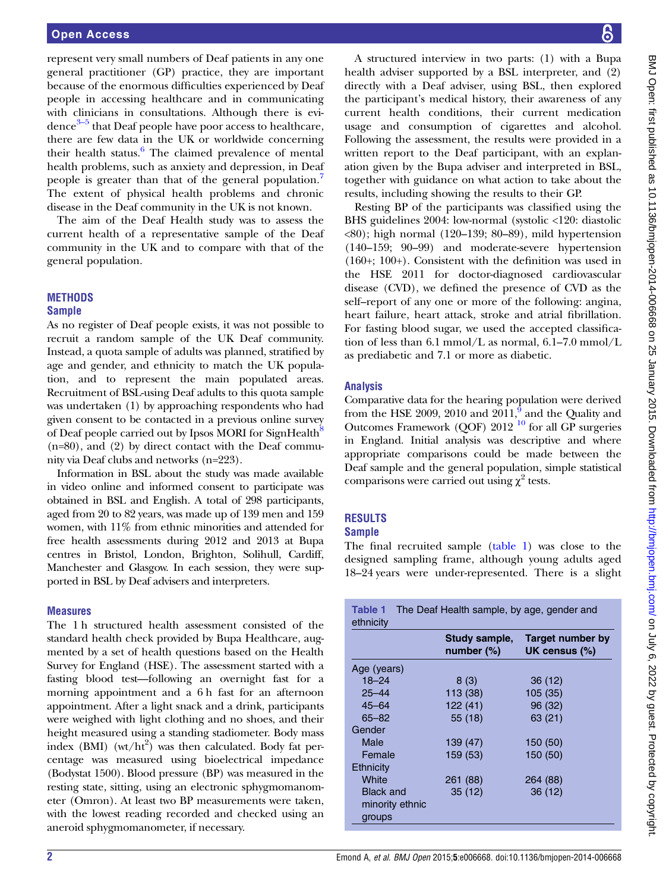represent very small numbers of Deaf patients in any one general practitioner (GP) practice, they are important because of the enormous difficulties experienced by Deaf people in accessing healthcare and in communicating with clinicians in consultations. Although there is evidence[3–5] that Deaf people have poor access to healthcare, there are few data in the UK or worldwide concerning their health status.[6] The claimed prevalence of mental health problems, such as anxiety and depression, in Deaf people is greater than that of the general population.[7] The extent of physical health problems and chronic disease in the Deaf community in the UK is not known.

The aim of the Deaf Health study was to assess the current health of a representative sample of the Deaf community in the UK and to compare with that of the general population.

## METHODS

### Sample

As no register of Deaf people exists, it was not possible to recruit a random sample of the UK Deaf community. Instead, a quota sample of adults was planned, stratified by age and gender, and ethnicity to match the UK population, and to represent the main populated areas. Recruitment of BSL-using Deaf adults to this quota sample was undertaken (1) by approaching respondents who had given consent to be contacted in a previous online survey of Deaf people carried out by Ipsos MORI for SignHealth[8] (n=80), and (2) by direct contact with the Deaf community via Deaf clubs and networks (n=223).

Information in BSL about the study was made available in video online and informed consent to participate was obtained in BSL and English. A total of 298 participants, aged from 20 to 82 years, was made up of 139 men and 159 women, with 11% from ethnic minorities and attended for free health assessments during 2012 and 2013 at Bupa centres in Bristol, London, Brighton, Solihull, Cardiff, Manchester and Glasgow. In each session, they were supported in BSL by Deaf advisers and interpreters.

### Measures

The 1 h structured health assessment consisted of the standard health check provided by Bupa Healthcare, augmented by a set of health questions based on the Health Survey for England (HSE). The assessment started with a fasting blood test—following an overnight fast for a morning appointment and a 6 h fast for an afternoon appointment. After a light snack and a drink, participants were weighed with light clothing and no shoes, and their height measured using a standing stadiometer. Body mass index (BMI) (wt/ht$^2$) was then calculated. Body fat percentage was measured using bioelectrical impedance (Bodystat 1500). Blood pressure (BP) was measured in the resting state, sitting, using an electronic sphygmomanometer (Omron). At least two BP measurements were taken, with the lowest reading recorded and checked using an aneroid sphygmomanometer, if necessary.

A structured interview in two parts: (1) with a Bupa health adviser supported by a BSL interpreter, and (2) directly with a Deaf adviser, using BSL, then explored the participant's medical history, their awareness of any current health conditions, their current medication usage and consumption of cigarettes and alcohol. Following the assessment, the results were provided in a written report to the Deaf participant, with an explanation given by the Bupa adviser and interpreted in BSL, together with guidance on what action to take about the results, including showing the results to their GP.

Resting BP of the participants was classified using the BHS guidelines 2004: low-normal (systolic <120: diastolic <80); high normal (120–139; 80–89), mild hypertension (140–159; 90–99) and moderate-severe hypertension (160+; 100+). Consistent with the definition was used in the HSE 2011 for doctor-diagnosed cardiovascular disease (CVD), we defined the presence of CVD as the self–report of any one or more of the following: angina, heart failure, heart attack, stroke and atrial fibrillation. For fasting blood sugar, we used the accepted classification of less than 6.1 mmol/L as normal, 6.1–7.0 mmol/L as prediabetic and 7.1 or more as diabetic.

### Analysis

Comparative data for the hearing population were derived from the HSE 2009, 2010 and 2011,[9] and the Quality and Outcomes Framework (QOF) 2012 [10] for all GP surgeries in England. Initial analysis was descriptive and where appropriate comparisons could be made between the Deaf sample and the general population, simple statistical comparisons were carried out using $\chi^2$ tests.

## RESULTS

### Sample

The final recruited sample (table 1) was close to the designed sampling frame, although young adults aged 18–24 years were under-represented. There is a slight

**Table 1** The Deaf Health sample, by age, gender and ethnicity

| | Study sample, number (%) | Target number by UK census (%) |
|---|---|---|
| Age (years) | | |
| 18–24 | 8 (3) | 36 (12) |
| 25–44 | 113 (38) | 105 (35) |
| 45–64 | 122 (41) | 96 (32) |
| 65–82 | 55 (18) | 63 (21) |
| Gender | | |
| Male | 139 (47) | 150 (50) |
| Female | 159 (53) | 150 (50) |
| Ethnicity | | |
| White | 261 (88) | 264 (88) |
| Black and minority ethnic groups | 35 (12) | 36 (12) |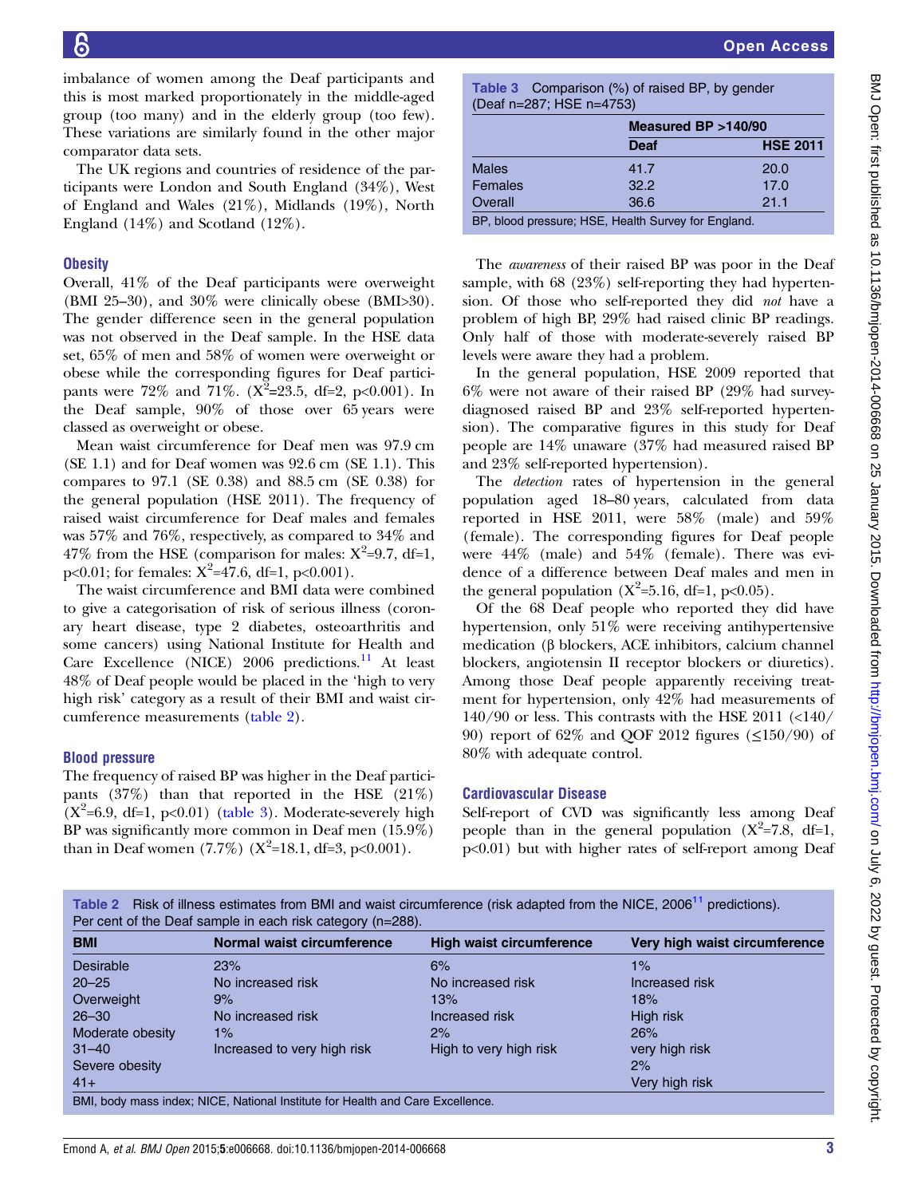imbalance of women among the Deaf participants and this is most marked proportionately in the middle-aged group (too many) and in the elderly group (too few). These variations are similarly found in the other major comparator data sets.

The UK regions and countries of residence of the participants were London and South England (34%), West of England and Wales (21%), Midlands (19%), North England (14%) and Scotland (12%).

## Obesity

Overall, 41% of the Deaf participants were overweight (BMI 25–30), and 30% were clinically obese (BMI>30). The gender difference seen in the general population was not observed in the Deaf sample. In the HSE data set, 65% of men and 58% of women were overweight or obese while the corresponding figures for Deaf participants were 72% and 71%. ($X^2$=23.5, df=2, p<0.001). In the Deaf sample, 90% of those over 65 years were classed as overweight or obese.

Mean waist circumference for Deaf men was 97.9 cm (SE 1.1) and for Deaf women was 92.6 cm (SE 1.1). This compares to 97.1 (SE 0.38) and 88.5 cm (SE 0.38) for the general population (HSE 2011). The frequency of raised waist circumference for Deaf males and females was 57% and 76%, respectively, as compared to 34% and 47% from the HSE (comparison for males: $X^2$=9.7, df=1, p<0.01; for females: $X^2$=47.6, df=1, p<0.001).

The waist circumference and BMI data were combined to give a categorisation of risk of serious illness (coronary heart disease, type 2 diabetes, osteoarthritis and some cancers) using National Institute for Health and Care Excellence (NICE) 2006 predictions.[11] At least 48% of Deaf people would be placed in the 'high to very high risk' category as a result of their BMI and waist circumference measurements (table 2).

## Blood pressure

The frequency of raised BP was higher in the Deaf participants (37%) than that reported in the HSE (21%) ($X^2$=6.9, df=1, p<0.01) (table 3). Moderate-severely high BP was significantly more common in Deaf men (15.9%) than in Deaf women (7.7%) ($X^2$=18.1, df=3, p<0.001).

**Table 3** Comparison (%) of raised BP, by gender (Deaf n=287; HSE n=4753)

| | Measured BP >140/90 | |
|---|---|---|
| | **Deaf** | **HSE 2011** |
| Males | 41.7 | 20.0 |
| Females | 32.2 | 17.0 |
| Overall | 36.6 | 21.1 |

BP, blood pressure; HSE, Health Survey for England.

The *awareness* of their raised BP was poor in the Deaf sample, with 68 (23%) self-reporting they had hypertension. Of those who self-reported they did *not* have a problem of high BP, 29% had raised clinic BP readings. Only half of those with moderate-severely raised BP levels were aware they had a problem.

In the general population, HSE 2009 reported that 6% were not aware of their raised BP (29% had survey-diagnosed raised BP and 23% self-reported hypertension). The comparative figures in this study for Deaf people are 14% unaware (37% had measured raised BP and 23% self-reported hypertension).

The *detection* rates of hypertension in the general population aged 18–80 years, calculated from data reported in HSE 2011, were 58% (male) and 59% (female). The corresponding figures for Deaf people were 44% (male) and 54% (female). There was evidence of a difference between Deaf males and men in the general population ($X^2$=5.16, df=1, p<0.05).

Of the 68 Deaf people who reported they did have hypertension, only 51% were receiving antihypertensive medication (β blockers, ACE inhibitors, calcium channel blockers, angiotensin II receptor blockers or diuretics). Among those Deaf people apparently receiving treatment for hypertension, only 42% had measurements of 140/90 or less. This contrasts with the HSE 2011 (<140/90) report of 62% and QOF 2012 figures (≤150/90) of 80% with adequate control.

## Cardiovascular Disease

Self-report of CVD was significantly less among Deaf people than in the general population ($X^2$=7.8, df=1, p<0.01) but with higher rates of self-report among Deaf

**Table 2** Risk of illness estimates from BMI and waist circumference (risk adapted from the NICE, 2006[11] predictions). Per cent of the Deaf sample in each risk category (n=288).

| BMI | Normal waist circumference | High waist circumference | Very high waist circumference |
|---|---|---|---|
| Desirable 20–25 | 23% No increased risk | 6% No increased risk | 1% Increased risk |
| Overweight 26–30 | 9% No increased risk | 13% Increased risk | 18% High risk |
| Moderate obesity 31–40 | 1% Increased to very high risk | 2% High to very high risk | 26% very high risk |
| Severe obesity 41+ | | | 2% Very high risk |

BMI, body mass index; NICE, National Institute for Health and Care Excellence.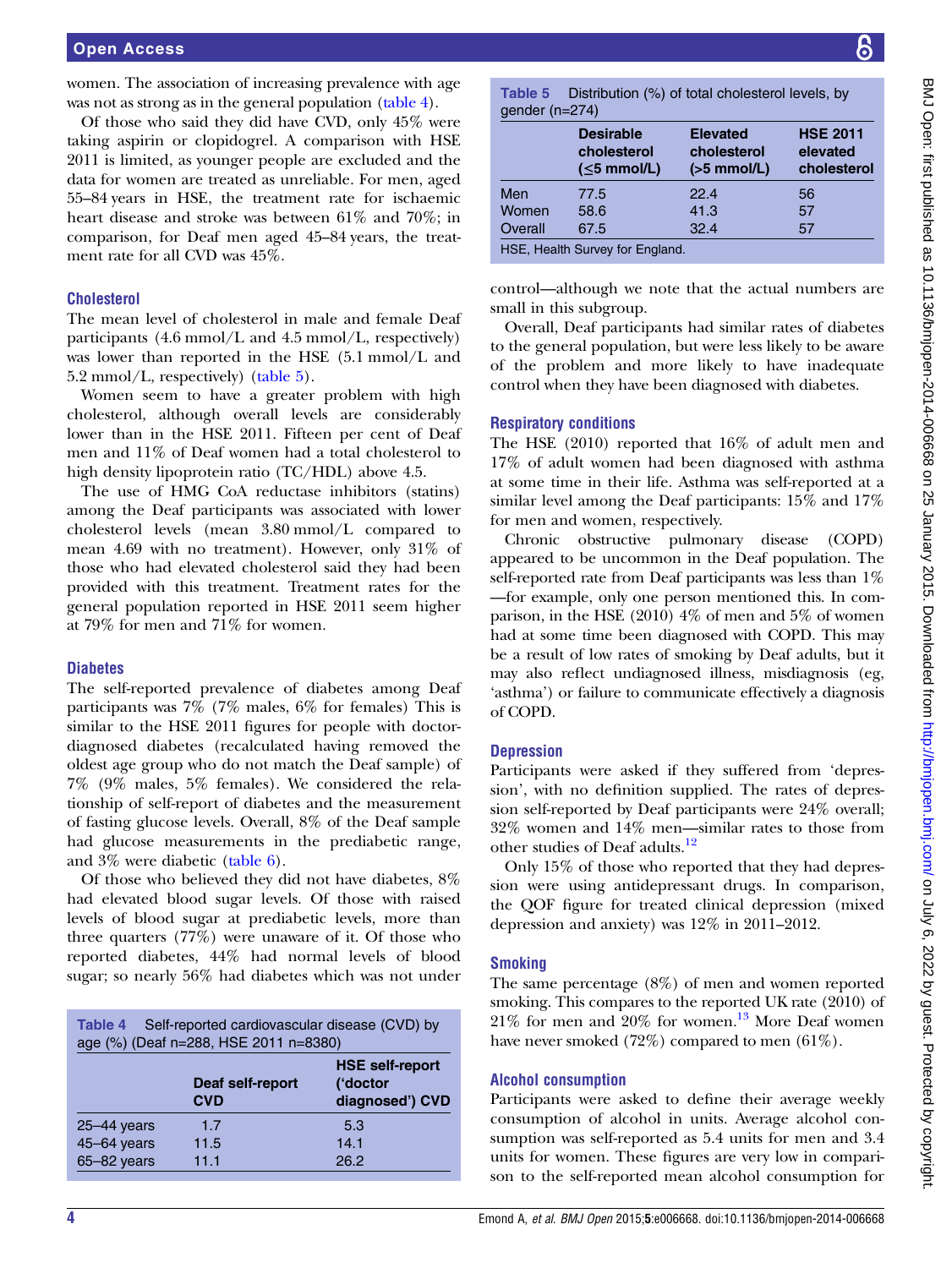women. The association of increasing prevalence with age was not as strong as in the general population (table 4).

Of those who said they did have CVD, only 45% were taking aspirin or clopidogrel. A comparison with HSE 2011 is limited, as younger people are excluded and the data for women are treated as unreliable. For men, aged 55–84 years in HSE, the treatment rate for ischaemic heart disease and stroke was between 61% and 70%; in comparison, for Deaf men aged 45–84 years, the treatment rate for all CVD was 45%.

Table 4 Self-reported cardiovascular disease (CVD) by age (%) (Deaf n=288, HSE 2011 n=8380)

| | Deaf self-report CVD | HSE self-report ('doctor diagnosed') CVD |
|---|---|---|
| 25–44 years | 1.7 | 5.3 |
| 45–64 years | 11.5 | 14.1 |
| 65–82 years | 11.1 | 26.2 |

## Cholesterol

The mean level of cholesterol in male and female Deaf participants (4.6 mmol/L and 4.5 mmol/L, respectively) was lower than reported in the HSE (5.1 mmol/L and 5.2 mmol/L, respectively) (table 5).

Women seem to have a greater problem with high cholesterol, although overall levels are considerably lower than in the HSE 2011. Fifteen per cent of Deaf men and 11% of Deaf women had a total cholesterol to high density lipoprotein ratio (TC/HDL) above 4.5.

The use of HMG CoA reductase inhibitors (statins) among the Deaf participants was associated with lower cholesterol levels (mean 3.80 mmol/L compared to mean 4.69 with no treatment). However, only 31% of those who had elevated cholesterol said they had been provided with this treatment. Treatment rates for the general population reported in HSE 2011 seem higher at 79% for men and 71% for women.

Table 5 Distribution (%) of total cholesterol levels, by gender (n=274)

| | Desirable cholesterol (≤5 mmol/L) | Elevated cholesterol (>5 mmol/L) | HSE 2011 elevated cholesterol |
|---|---|---|---|
| Men | 77.5 | 22.4 | 56 |
| Women | 58.6 | 41.3 | 57 |
| Overall | 67.5 | 32.4 | 57 |

HSE, Health Survey for England.

## Diabetes

The self-reported prevalence of diabetes among Deaf participants was 7% (7% males, 6% for females) This is similar to the HSE 2011 figures for people with doctor-diagnosed diabetes (recalculated having removed the oldest age group who do not match the Deaf sample) of 7% (9% males, 5% females). We considered the relationship of self-report of diabetes and the measurement of fasting glucose levels. Overall, 8% of the Deaf sample had glucose measurements in the prediabetic range, and 3% were diabetic (table 6).

Of those who believed they did not have diabetes, 8% had elevated blood sugar levels. Of those with raised levels of blood sugar at prediabetic levels, more than three quarters (77%) were unaware of it. Of those who reported diabetes, 44% had normal levels of blood sugar; so nearly 56% had diabetes which was not under control—although we note that the actual numbers are small in this subgroup.

Overall, Deaf participants had similar rates of diabetes to the general population, but were less likely to be aware of the problem and more likely to have inadequate control when they have been diagnosed with diabetes.

## Respiratory conditions

The HSE (2010) reported that 16% of adult men and 17% of adult women had been diagnosed with asthma at some time in their life. Asthma was self-reported at a similar level among the Deaf participants: 15% and 17% for men and women, respectively.

Chronic obstructive pulmonary disease (COPD) appeared to be uncommon in the Deaf population. The self-reported rate from Deaf participants was less than 1% —for example, only one person mentioned this. In comparison, in the HSE (2010) 4% of men and 5% of women had at some time been diagnosed with COPD. This may be a result of low rates of smoking by Deaf adults, but it may also reflect undiagnosed illness, misdiagnosis (eg, 'asthma') or failure to communicate effectively a diagnosis of COPD.

## Depression

Participants were asked if they suffered from 'depression', with no definition supplied. The rates of depression self-reported by Deaf participants were 24% overall; 32% women and 14% men—similar rates to those from other studies of Deaf adults.[12]

Only 15% of those who reported that they had depression were using antidepressant drugs. In comparison, the QOF figure for treated clinical depression (mixed depression and anxiety) was 12% in 2011–2012.

## Smoking

The same percentage (8%) of men and women reported smoking. This compares to the reported UK rate (2010) of 21% for men and 20% for women.[13] More Deaf women have never smoked (72%) compared to men (61%).

## Alcohol consumption

Participants were asked to define their average weekly consumption of alcohol in units. Average alcohol consumption was self-reported as 5.4 units for men and 3.4 units for women. These figures are very low in comparison to the self-reported mean alcohol consumption for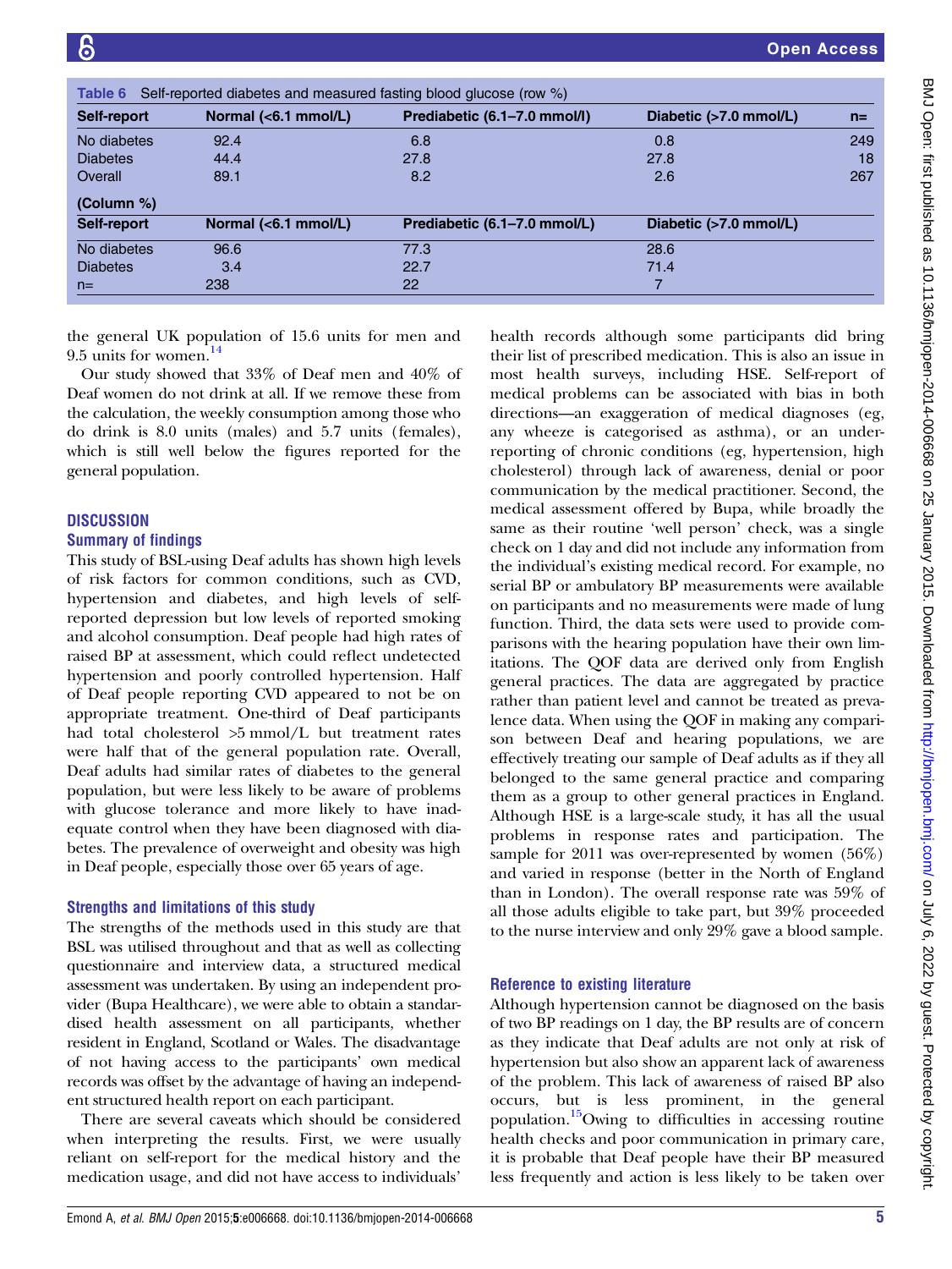**Table 6** Self-reported diabetes and measured fasting blood glucose (row %)

| Self-report | Normal (<6.1 mmol/L) | Prediabetic (6.1–7.0 mmol/l) | Diabetic (>7.0 mmol/L) | n= |
|---|---|---|---|---|
| No diabetes | 92.4 | 6.8 | 0.8 | 249 |
| Diabetes | 44.4 | 27.8 | 27.8 | 18 |
| Overall | 89.1 | 8.2 | 2.6 | 267 |
| **(Column %)** | | | | |
| **Self-report** | **Normal (<6.1 mmol/L)** | **Prediabetic (6.1–7.0 mmol/L)** | **Diabetic (>7.0 mmol/L)** | |
| No diabetes | 96.6 | 77.3 | 28.6 | |
| Diabetes | 3.4 | 22.7 | 71.4 | |
| n= | 238 | 22 | 7 | |

the general UK population of 15.6 units for men and 9.5 units for women.[14]

Our study showed that 33% of Deaf men and 40% of Deaf women do not drink at all. If we remove these from the calculation, the weekly consumption among those who do drink is 8.0 units (males) and 5.7 units (females), which is still well below the figures reported for the general population.

## DISCUSSION

### Summary of findings

This study of BSL-using Deaf adults has shown high levels of risk factors for common conditions, such as CVD, hypertension and diabetes, and high levels of self-reported depression but low levels of reported smoking and alcohol consumption. Deaf people had high rates of raised BP at assessment, which could reflect undetected hypertension and poorly controlled hypertension. Half of Deaf people reporting CVD appeared to not be on appropriate treatment. One-third of Deaf participants had total cholesterol >5 mmol/L but treatment rates were half that of the general population rate. Overall, Deaf adults had similar rates of diabetes to the general population, but were less likely to be aware of problems with glucose tolerance and more likely to have inadequate control when they have been diagnosed with diabetes. The prevalence of overweight and obesity was high in Deaf people, especially those over 65 years of age.

### Strengths and limitations of this study

The strengths of the methods used in this study are that BSL was utilised throughout and that as well as collecting questionnaire and interview data, a structured medical assessment was undertaken. By using an independent provider (Bupa Healthcare), we were able to obtain a standardised health assessment on all participants, whether resident in England, Scotland or Wales. The disadvantage of not having access to the participants' own medical records was offset by the advantage of having an independent structured health report on each participant.

There are several caveats which should be considered when interpreting the results. First, we were usually reliant on self-report for the medical history and the medication usage, and did not have access to individuals' health records although some participants did bring their list of prescribed medication. This is also an issue in most health surveys, including HSE. Self-report of medical problems can be associated with bias in both directions—an exaggeration of medical diagnoses (eg, any wheeze is categorised as asthma), or an under-reporting of chronic conditions (eg, hypertension, high cholesterol) through lack of awareness, denial or poor communication by the medical practitioner. Second, the medical assessment offered by Bupa, while broadly the same as their routine 'well person' check, was a single check on 1 day and did not include any information from the individual's existing medical record. For example, no serial BP or ambulatory BP measurements were available on participants and no measurements were made of lung function. Third, the data sets were used to provide comparisons with the hearing population have their own limitations. The QOF data are derived only from English general practices. The data are aggregated by practice rather than patient level and cannot be treated as prevalence data. When using the QOF in making any comparison between Deaf and hearing populations, we are effectively treating our sample of Deaf adults as if they all belonged to the same general practice and comparing them as a group to other general practices in England. Although HSE is a large-scale study, it has all the usual problems in response rates and participation. The sample for 2011 was over-represented by women (56%) and varied in response (better in the North of England than in London). The overall response rate was 59% of all those adults eligible to take part, but 39% proceeded to the nurse interview and only 29% gave a blood sample.

### Reference to existing literature

Although hypertension cannot be diagnosed on the basis of two BP readings on 1 day, the BP results are of concern as they indicate that Deaf adults are not only at risk of hypertension but also show an apparent lack of awareness of the problem. This lack of awareness of raised BP also occurs, but is less prominent, in the general population.[15] Owing to difficulties in accessing routine health checks and poor communication in primary care, it is probable that Deaf people have their BP measured less frequently and action is less likely to be taken over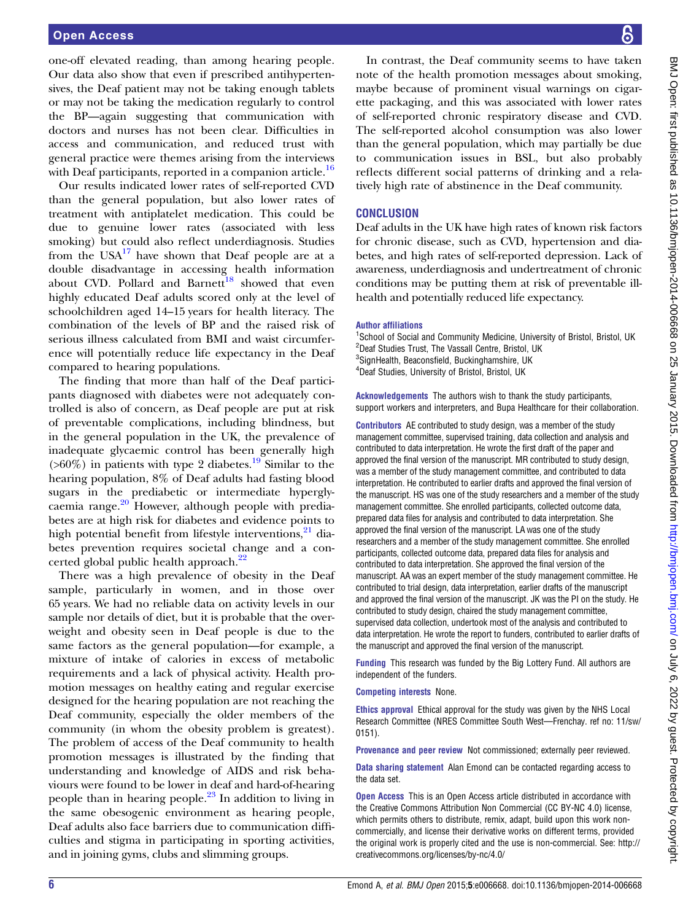one-off elevated reading, than among hearing people. Our data also show that even if prescribed antihypertensives, the Deaf patient may not be taking enough tablets or may not be taking the medication regularly to control the BP—again suggesting that communication with doctors and nurses has not been clear. Difficulties in access and communication, and reduced trust with general practice were themes arising from the interviews with Deaf participants, reported in a companion article.[16]

Our results indicated lower rates of self-reported CVD than the general population, but also lower rates of treatment with antiplatelet medication. This could be due to genuine lower rates (associated with less smoking) but could also reflect underdiagnosis. Studies from the USA[17] have shown that Deaf people are at a double disadvantage in accessing health information about CVD. Pollard and Barnett[18] showed that even highly educated Deaf adults scored only at the level of schoolchildren aged 14–15 years for health literacy. The combination of the levels of BP and the raised risk of serious illness calculated from BMI and waist circumference will potentially reduce life expectancy in the Deaf compared to hearing populations.

The finding that more than half of the Deaf participants diagnosed with diabetes were not adequately controlled is also of concern, as Deaf people are put at risk of preventable complications, including blindness, but in the general population in the UK, the prevalence of inadequate glycaemic control has been generally high (>60%) in patients with type 2 diabetes.[19] Similar to the hearing population, 8% of Deaf adults had fasting blood sugars in the prediabetic or intermediate hyperglycaemia range.[20] However, although people with prediabetes are at high risk for diabetes and evidence points to high potential benefit from lifestyle interventions,[21] diabetes prevention requires societal change and a concerted global public health approach.[22]

There was a high prevalence of obesity in the Deaf sample, particularly in women, and in those over 65 years. We had no reliable data on activity levels in our sample nor details of diet, but it is probable that the overweight and obesity seen in Deaf people is due to the same factors as the general population—for example, a mixture of intake of calories in excess of metabolic requirements and a lack of physical activity. Health promotion messages on healthy eating and regular exercise designed for the hearing population are not reaching the Deaf community, especially the older members of the community (in whom the obesity problem is greatest). The problem of access of the Deaf community to health promotion messages is illustrated by the finding that understanding and knowledge of AIDS and risk behaviours were found to be lower in deaf and hard-of-hearing people than in hearing people.[23] In addition to living in the same obesogenic environment as hearing people, Deaf adults also face barriers due to communication difficulties and stigma in participating in sporting activities, and in joining gyms, clubs and slimming groups.

In contrast, the Deaf community seems to have taken note of the health promotion messages about smoking, maybe because of prominent visual warnings on cigarette packaging, and this was associated with lower rates of self-reported chronic respiratory disease and CVD. The self-reported alcohol consumption was also lower than the general population, which may partially be due to communication issues in BSL, but also probably reflects different social patterns of drinking and a relatively high rate of abstinence in the Deaf community.

## CONCLUSION

Deaf adults in the UK have high rates of known risk factors for chronic disease, such as CVD, hypertension and diabetes, and high rates of self-reported depression. Lack of awareness, underdiagnosis and undertreatment of chronic conditions may be putting them at risk of preventable ill-health and potentially reduced life expectancy.

**Author affiliations**
[1]School of Social and Community Medicine, University of Bristol, Bristol, UK
[2]Deaf Studies Trust, The Vassall Centre, Bristol, UK
[3]SignHealth, Beaconsfield, Buckinghamshire, UK
[4]Deaf Studies, University of Bristol, Bristol, UK

**Acknowledgements** The authors wish to thank the study participants, support workers and interpreters, and Bupa Healthcare for their collaboration.

**Contributors** AE contributed to study design, was a member of the study management committee, supervised training, data collection and analysis and contributed to data interpretation. He wrote the first draft of the paper and approved the final version of the manuscript. MR contributed to study design, was a member of the study management committee, and contributed to data interpretation. He contributed to earlier drafts and approved the final version of the manuscript. HS was one of the study researchers and a member of the study management committee. She enrolled participants, collected outcome data, prepared data files for analysis and contributed to data interpretation. She approved the final version of the manuscript. LA was one of the study researchers and a member of the study management committee. She enrolled participants, collected outcome data, prepared data files for analysis and contributed to data interpretation. She approved the final version of the manuscript. AA was an expert member of the study management committee. He contributed to trial design, data interpretation, earlier drafts of the manuscript and approved the final version of the manuscript. JK was the PI on the study. He contributed to study design, chaired the study management committee, supervised data collection, undertook most of the analysis and contributed to data interpretation. He wrote the report to funders, contributed to earlier drafts of the manuscript and approved the final version of the manuscript.

**Funding** This research was funded by the Big Lottery Fund. All authors are independent of the funders.

**Competing interests** None.

**Ethics approval** Ethical approval for the study was given by the NHS Local Research Committee (NRES Committee South West—Frenchay. ref no: 11/sw/0151).

**Provenance and peer review** Not commissioned; externally peer reviewed.

**Data sharing statement** Alan Emond can be contacted regarding access to the data set.

**Open Access** This is an Open Access article distributed in accordance with the Creative Commons Attribution Non Commercial (CC BY-NC 4.0) license, which permits others to distribute, remix, adapt, build upon this work non-commercially, and license their derivative works on different terms, provided the original work is properly cited and the use is non-commercial. See: http://creativecommons.org/licenses/by-nc/4.0/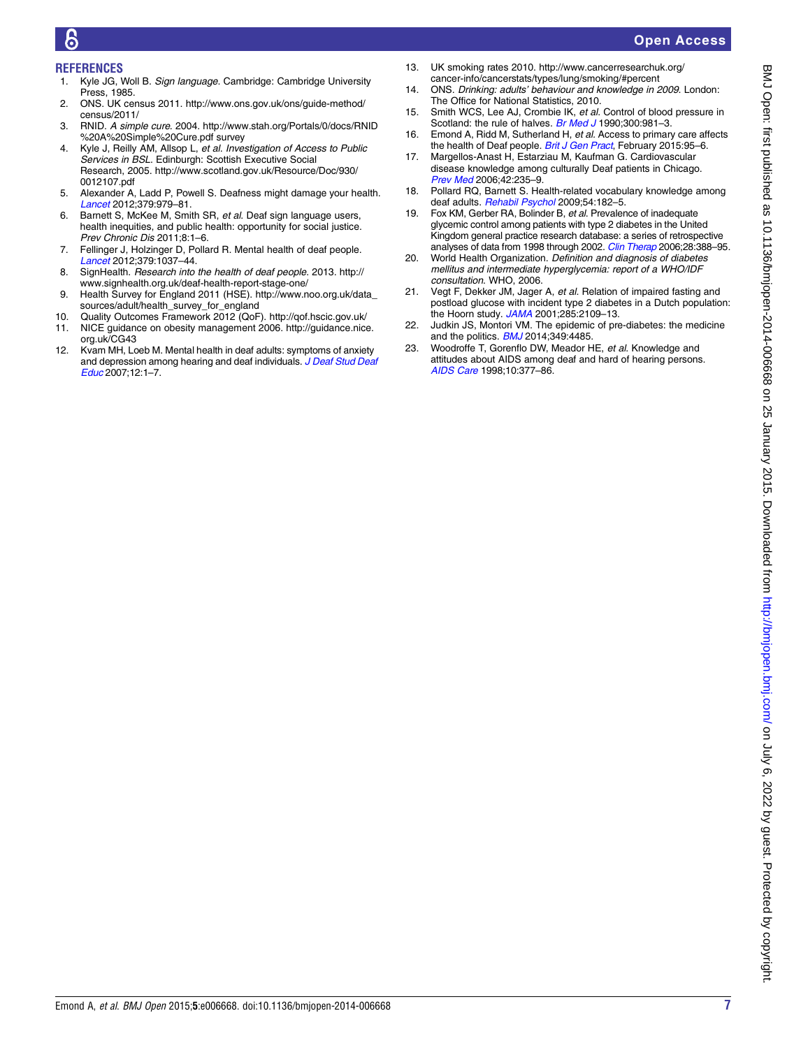## REFERENCES

1. Kyle JG, Woll B. *Sign language*. Cambridge: Cambridge University Press, 1985.
2. ONS. UK census 2011. http://www.ons.gov.uk/ons/guide-method/census/2011/
3. RNID. *A simple cure*. 2004. http://www.stah.org/Portals/0/docs/RNID%20A%20Simple%20Cure.pdf survey
4. Kyle J, Reilly AM, Allsop L, *et al*. *Investigation of Access to Public Services in BSL*. Edinburgh: Scottish Executive Social Research, 2005. http://www.scotland.gov.uk/Resource/Doc/930/0012107.pdf
5. Alexander A, Ladd P, Powell S. Deafness might damage your health. *Lancet* 2012;379:979–81.
6. Barnett S, McKee M, Smith SR, *et al*. Deaf sign language users, health inequities, and public health: opportunity for social justice. *Prev Chronic Dis* 2011;8:1–6.
7. Fellinger J, Holzinger D, Pollard R. Mental health of deaf people. *Lancet* 2012;379:1037–44.
8. SignHealth. *Research into the health of deaf people*. 2013. http://www.signhealth.org.uk/deaf-health-report-stage-one/
9. Health Survey for England 2011 (HSE). http://www.noo.org.uk/data_sources/adult/health_survey_for_england
10. Quality Outcomes Framework 2012 (QoF). http://qof.hscic.gov.uk/
11. NICE guidance on obesity management 2006. http://guidance.nice.org.uk/CG43
12. Kvam MH, Loeb M. Mental health in deaf adults: symptoms of anxiety and depression among hearing and deaf individuals. *J Deaf Stud Deaf Educ* 2007;12:1–7.
13. UK smoking rates 2010. http://www.cancerresearchuk.org/cancer-info/cancerstats/types/lung/smoking/#percent
14. ONS. *Drinking: adults' behaviour and knowledge in 2009*. London: The Office for National Statistics, 2010.
15. Smith WCS, Lee AJ, Crombie IK, *et al*. Control of blood pressure in Scotland: the rule of halves. *Br Med J* 1990;300:981–3.
16. Emond A, Ridd M, Sutherland H, *et al*. Access to primary care affects the health of Deaf people. *Brit J Gen Pract*, February 2015:95–6.
17. Margellos-Anast H, Estarziau M, Kaufman G. Cardiovascular disease knowledge among culturally Deaf patients in Chicago. *Prev Med* 2006;42:235–9.
18. Pollard RQ, Barnett S. Health-related vocabulary knowledge among deaf adults. *Rehabil Psychol* 2009;54:182–5.
19. Fox KM, Gerber RA, Bolinder B, *et al*. Prevalence of inadequate glycemic control among patients with type 2 diabetes in the United Kingdom general practice research database: a series of retrospective analyses of data from 1998 through 2002. *Clin Therap* 2006;28:388–95.
20. World Health Organization. *Definition and diagnosis of diabetes mellitus and intermediate hyperglycemia: report of a WHO/IDF consultation*. WHO, 2006.
21. Vegt F, Dekker JM, Jager A, *et al*. Relation of impaired fasting and postload glucose with incident type 2 diabetes in a Dutch population: the Hoorn study. *JAMA* 2001;285:2109–13.
22. Judkin JS, Montori VM. The epidemic of pre-diabetes: the medicine and the politics. *BMJ* 2014;349:4485.
23. Woodroffe T, Gorenflo DW, Meador HE, *et al*. Knowledge and attitudes about AIDS among deaf and hard of hearing persons. *AIDS Care* 1998;10:377–86.